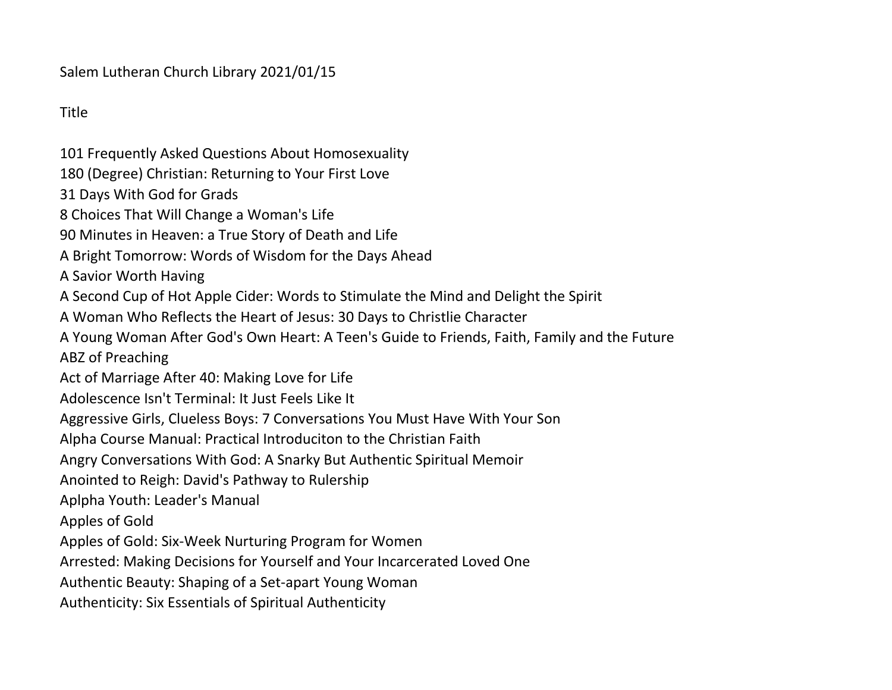Salem Lutheran Church Library 2021/01/15

Title

101 Frequently Asked Questions About Homosexuality
180 (Degree) Christian: Returning to Your First Love
31 Days With God for Grads
8 Choices That Will Change a Woman's Life
90 Minutes in Heaven: a True Story of Death and Life
A Bright Tomorrow: Words of Wisdom for the Days Ahead
A Savior Worth Having
A Second Cup of Hot Apple Cider: Words to Stimulate the Mind and Delight the Spirit
A Woman Who Reflects the Heart of Jesus: 30 Days to Christlie Character
A Young Woman After God's Own Heart: A Teen's Guide to Friends, Faith, Family and the Future
ABZ of Preaching
Act of Marriage After 40: Making Love for Life
Adolescence Isn't Terminal: It Just Feels Like It
Aggressive Girls, Clueless Boys: 7 Conversations You Must Have With Your Son
Alpha Course Manual: Practical Introduciton to the Christian Faith
Angry Conversations With God: A Snarky But Authentic Spiritual Memoir
Anointed to Reigh: David's Pathway to Rulership
Aplpha Youth: Leader's Manual
Apples of Gold
Apples of Gold: Six-Week Nurturing Program for Women
Arrested: Making Decisions for Yourself and Your Incarcerated Loved One
Authentic Beauty: Shaping of a Set-apart Young Woman
Authenticity: Six Essentials of Spiritual Authenticity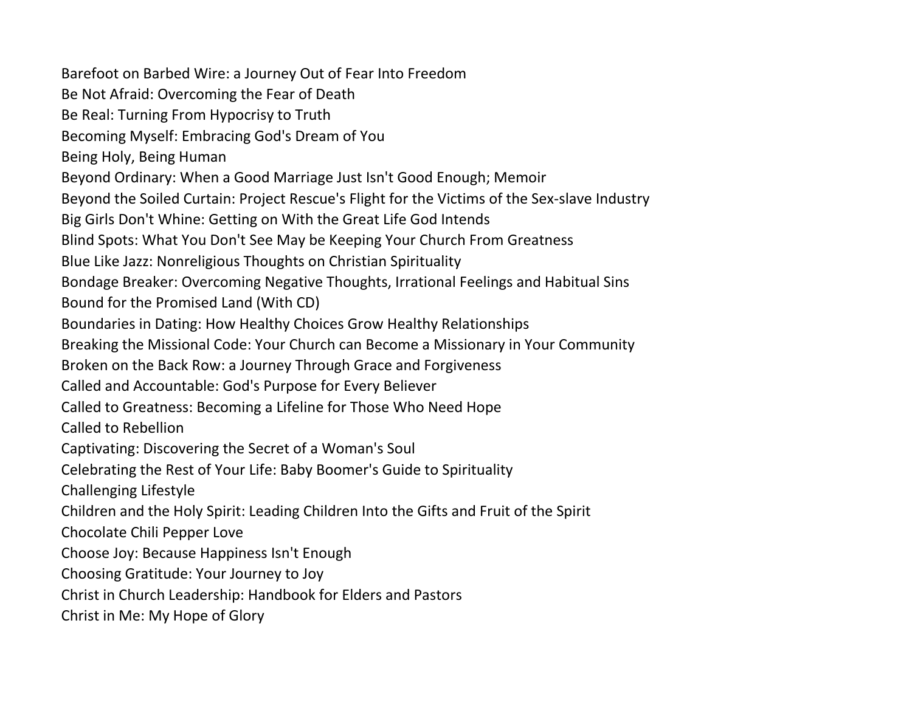Barefoot on Barbed Wire: a Journey Out of Fear Into Freedom
Be Not Afraid: Overcoming the Fear of Death
Be Real: Turning From Hypocrisy to Truth
Becoming Myself: Embracing God's Dream of You
Being Holy, Being Human
Beyond Ordinary: When a Good Marriage Just Isn't Good Enough; Memoir
Beyond the Soiled Curtain: Project Rescue's Flight for the Victims of the Sex-slave Industry
Big Girls Don't Whine: Getting on With the Great Life God Intends
Blind Spots: What You Don't See May be Keeping Your Church From Greatness
Blue Like Jazz: Nonreligious Thoughts on Christian Spirituality
Bondage Breaker: Overcoming Negative Thoughts, Irrational Feelings and Habitual Sins
Bound for the Promised Land (With CD)
Boundaries in Dating: How Healthy Choices Grow Healthy Relationships
Breaking the Missional Code: Your Church can Become a Missionary in Your Community
Broken on the Back Row: a Journey Through Grace and Forgiveness
Called and Accountable: God's Purpose for Every Believer
Called to Greatness: Becoming a Lifeline for Those Who Need Hope
Called to Rebellion
Captivating: Discovering the Secret of a Woman's Soul
Celebrating the Rest of Your Life: Baby Boomer's Guide to Spirituality
Challenging Lifestyle
Children and the Holy Spirit: Leading Children Into the Gifts and Fruit of the Spirit
Chocolate Chili Pepper Love
Choose Joy: Because Happiness Isn't Enough
Choosing Gratitude: Your Journey to Joy
Christ in Church Leadership: Handbook for Elders and Pastors
Christ in Me: My Hope of Glory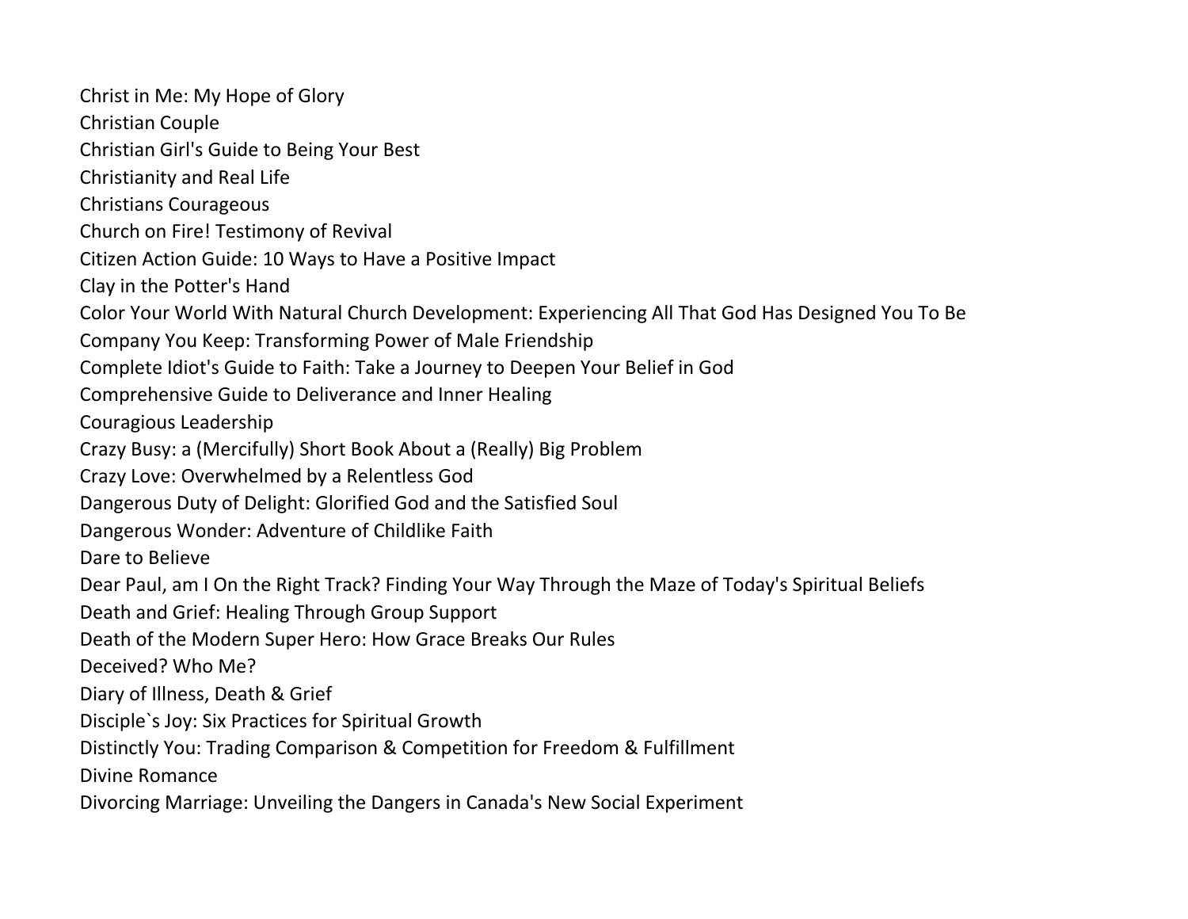Christ in Me: My Hope of Glory
Christian Couple
Christian Girl's Guide to Being Your Best
Christianity and Real Life
Christians Courageous
Church on Fire! Testimony of Revival
Citizen Action Guide: 10 Ways to Have a Positive Impact
Clay in the Potter's Hand
Color Your World With Natural Church Development: Experiencing All That God Has Designed You To Be
Company You Keep: Transforming Power of Male Friendship
Complete Idiot's Guide to Faith: Take a Journey to Deepen Your Belief in God
Comprehensive Guide to Deliverance and Inner Healing
Couragious Leadership
Crazy Busy: a (Mercifully) Short Book About a (Really) Big Problem
Crazy Love: Overwhelmed by a Relentless God
Dangerous Duty of Delight: Glorified God and the Satisfied Soul
Dangerous Wonder: Adventure of Childlike Faith
Dare to Believe
Dear Paul, am I On the Right Track? Finding Your Way Through the Maze of Today's Spiritual Beliefs
Death and Grief: Healing Through Group Support
Death of the Modern Super Hero: How Grace Breaks Our Rules
Deceived? Who Me?
Diary of Illness, Death & Grief
Disciple`s Joy: Six Practices for Spiritual Growth
Distinctly You: Trading Comparison & Competition for Freedom & Fulfillment
Divine Romance
Divorcing Marriage: Unveiling the Dangers in Canada's New Social Experiment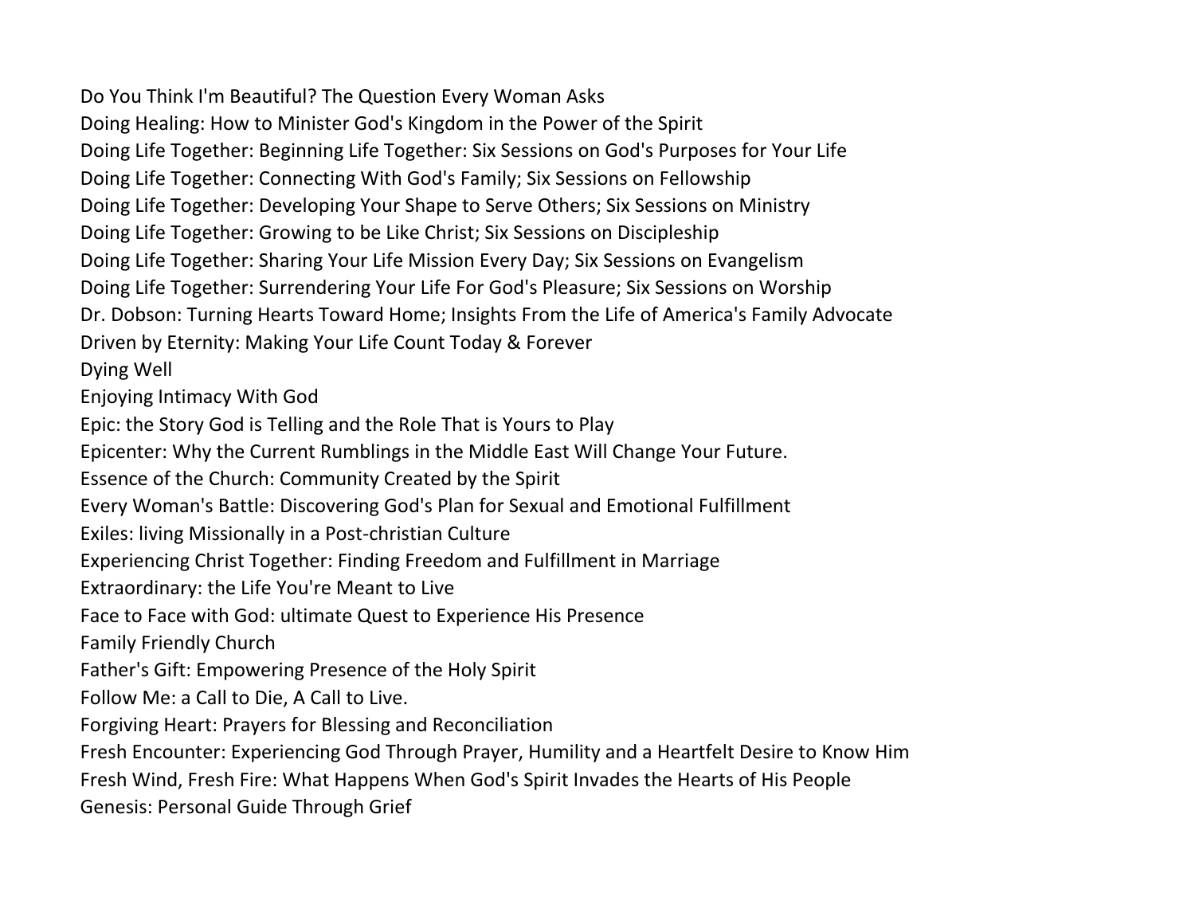Do You Think I'm Beautiful? The Question Every Woman Asks
Doing Healing: How to Minister God's Kingdom in the Power of the Spirit
Doing Life Together: Beginning Life Together: Six Sessions on God's Purposes for Your Life
Doing Life Together: Connecting With God's Family; Six Sessions on Fellowship
Doing Life Together: Developing Your Shape to Serve Others; Six Sessions on Ministry
Doing Life Together: Growing to be Like Christ; Six Sessions on Discipleship
Doing Life Together: Sharing Your Life Mission Every Day; Six Sessions on Evangelism
Doing Life Together: Surrendering Your Life For God's Pleasure; Six Sessions on Worship
Dr. Dobson: Turning Hearts Toward Home; Insights From the Life of America's Family Advocate
Driven by Eternity: Making Your Life Count Today & Forever
Dying Well
Enjoying Intimacy With God
Epic: the Story God is Telling and the Role That is Yours to Play
Epicenter: Why the Current Rumblings in the Middle East Will Change Your Future.
Essence of the Church: Community Created by the Spirit
Every Woman's Battle: Discovering God's Plan for Sexual and Emotional Fulfillment
Exiles: living Missionally in a Post-christian Culture
Experiencing Christ Together: Finding Freedom and Fulfillment in Marriage
Extraordinary: the Life You're Meant to Live
Face to Face with God: ultimate Quest to Experience His Presence
Family Friendly Church
Father's Gift: Empowering Presence of the Holy Spirit
Follow Me: a Call to Die, A Call to Live.
Forgiving Heart: Prayers for Blessing and Reconciliation
Fresh Encounter: Experiencing God Through Prayer, Humility and a Heartfelt Desire to Know Him
Fresh Wind, Fresh Fire: What Happens When God's Spirit Invades the Hearts of His People
Genesis: Personal Guide Through Grief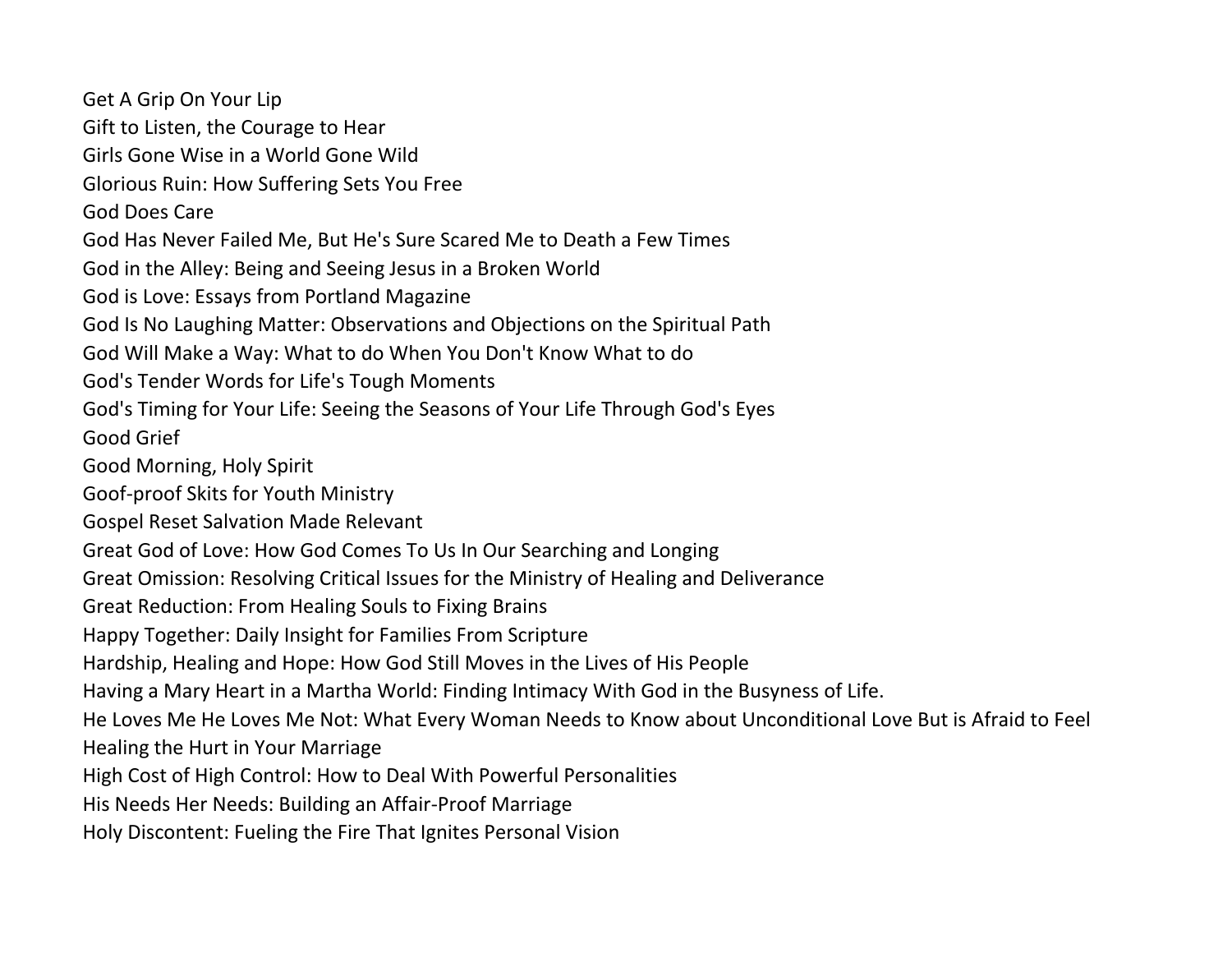Get A Grip On Your Lip
Gift to Listen, the Courage to Hear
Girls Gone Wise in a World Gone Wild
Glorious Ruin: How Suffering Sets You Free
God Does Care
God Has Never Failed Me, But He's Sure Scared Me to Death a Few Times
God in the Alley: Being and Seeing Jesus in a Broken World
God is Love: Essays from Portland Magazine
God Is No Laughing Matter: Observations and Objections on the Spiritual Path
God Will Make a Way: What to do When You Don't Know What to do
God's Tender Words for Life's Tough Moments
God's Timing for Your Life: Seeing the Seasons of Your Life Through God's Eyes
Good Grief
Good Morning, Holy Spirit
Goof-proof Skits for Youth Ministry
Gospel Reset Salvation Made Relevant
Great God of Love: How God Comes To Us In Our Searching and Longing
Great Omission: Resolving Critical Issues for the Ministry of Healing and Deliverance
Great Reduction: From Healing Souls to Fixing Brains
Happy Together: Daily Insight for Families From Scripture
Hardship, Healing and Hope: How God Still Moves in the Lives of His People
Having a Mary Heart in a Martha World: Finding Intimacy With God in the Busyness of Life.
He Loves Me He Loves Me Not: What Every Woman Needs to Know about Unconditional Love But is Afraid to Feel
Healing the Hurt in Your Marriage
High Cost of High Control: How to Deal With Powerful Personalities
His Needs Her Needs: Building an Affair-Proof Marriage
Holy Discontent: Fueling the Fire That Ignites Personal Vision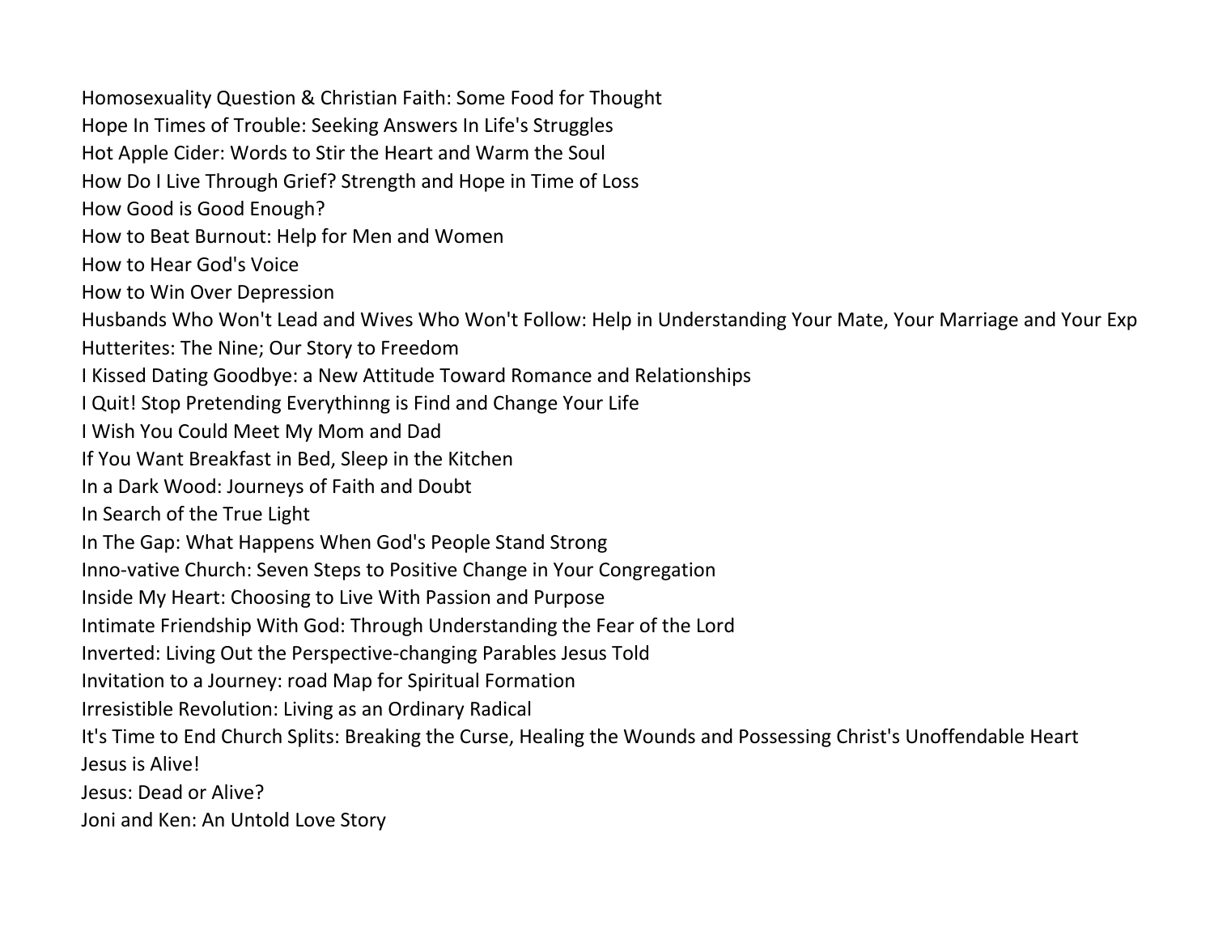Homosexuality Question & Christian Faith: Some Food for Thought
Hope In Times of Trouble: Seeking Answers In Life's Struggles
Hot Apple Cider: Words to Stir the Heart and Warm the Soul
How Do I Live Through Grief? Strength and Hope in Time of Loss
How Good is Good Enough?
How to Beat Burnout: Help for Men and Women
How to Hear God's Voice
How to Win Over Depression
Husbands Who Won't Lead and Wives Who Won't Follow: Help in Understanding Your Mate, Your Marriage and Your Exp
Hutterites: The Nine; Our Story to Freedom
I Kissed Dating Goodbye: a New Attitude Toward Romance and Relationships
I Quit! Stop Pretending Everythinng is Find and Change Your Life
I Wish You Could Meet My Mom and Dad
If You Want Breakfast in Bed, Sleep in the Kitchen
In a Dark Wood: Journeys of Faith and Doubt
In Search of the True Light
In The Gap: What Happens When God's People Stand Strong
Inno-vative Church: Seven Steps to Positive Change in Your Congregation
Inside My Heart: Choosing to Live With Passion and Purpose
Intimate Friendship With God: Through Understanding the Fear of the Lord
Inverted: Living Out the Perspective-changing Parables Jesus Told
Invitation to a Journey: road Map for Spiritual Formation
Irresistible Revolution: Living as an Ordinary Radical
It's Time to End Church Splits: Breaking the Curse, Healing the Wounds and Possessing Christ's Unoffendable Heart
Jesus is Alive!
Jesus: Dead or Alive?
Joni and Ken: An Untold Love Story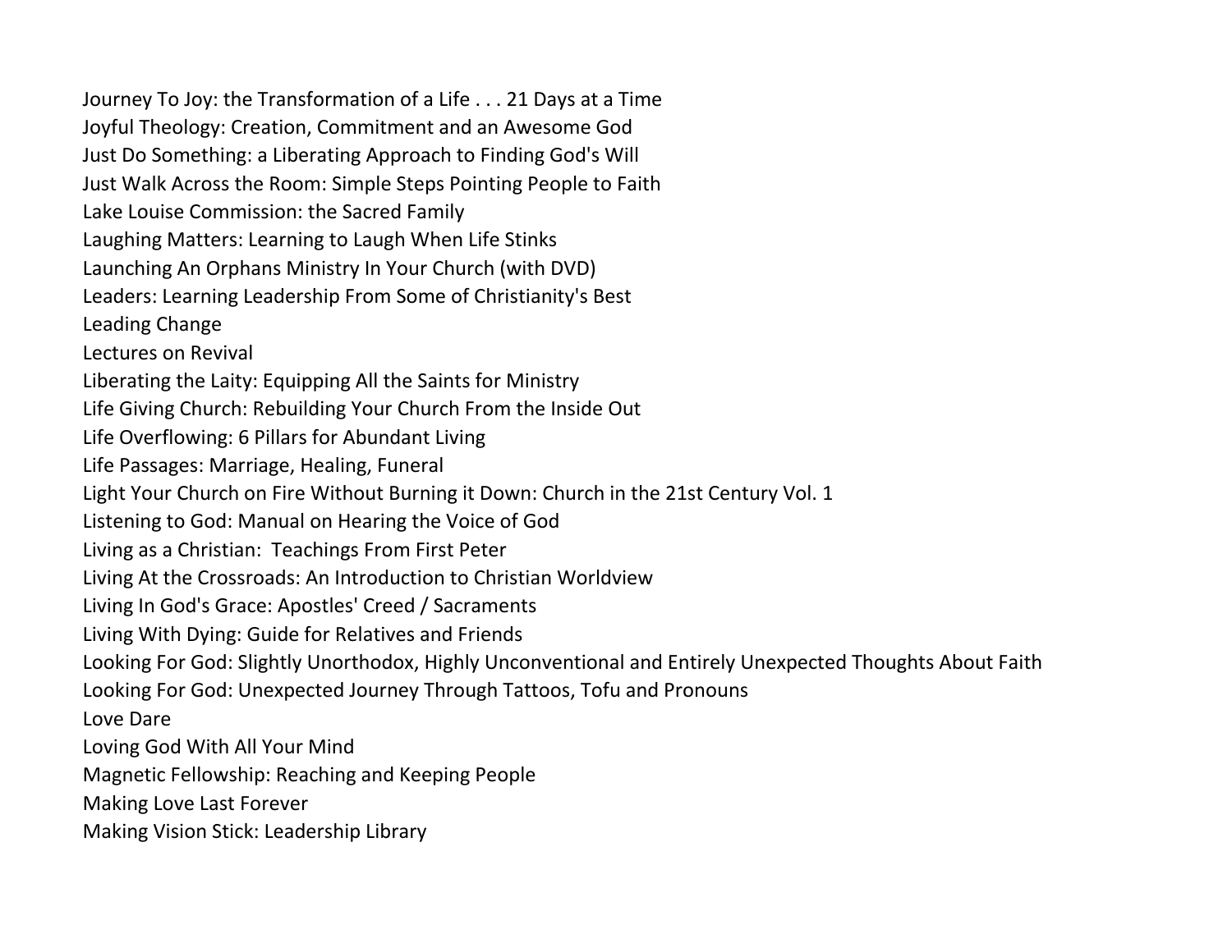Journey To Joy: the Transformation of a Life . . . 21 Days at a Time
Joyful Theology: Creation, Commitment and an Awesome God
Just Do Something: a Liberating Approach to Finding God's Will
Just Walk Across the Room: Simple Steps Pointing People to Faith
Lake Louise Commission: the Sacred Family
Laughing Matters: Learning to Laugh When Life Stinks
Launching An Orphans Ministry In Your Church (with DVD)
Leaders: Learning Leadership From Some of Christianity's Best
Leading Change
Lectures on Revival
Liberating the Laity: Equipping All the Saints for Ministry
Life Giving Church: Rebuilding Your Church From the Inside Out
Life Overflowing: 6 Pillars for Abundant Living
Life Passages: Marriage, Healing, Funeral
Light Your Church on Fire Without Burning it Down: Church in the 21st Century Vol. 1
Listening to God: Manual on Hearing the Voice of God
Living as a Christian:  Teachings From First Peter
Living At the Crossroads: An Introduction to Christian Worldview
Living In God's Grace: Apostles' Creed / Sacraments
Living With Dying: Guide for Relatives and Friends
Looking For God: Slightly Unorthodox, Highly Unconventional and Entirely Unexpected Thoughts About Faith
Looking For God: Unexpected Journey Through Tattoos, Tofu and Pronouns
Love Dare
Loving God With All Your Mind
Magnetic Fellowship: Reaching and Keeping People
Making Love Last Forever
Making Vision Stick: Leadership Library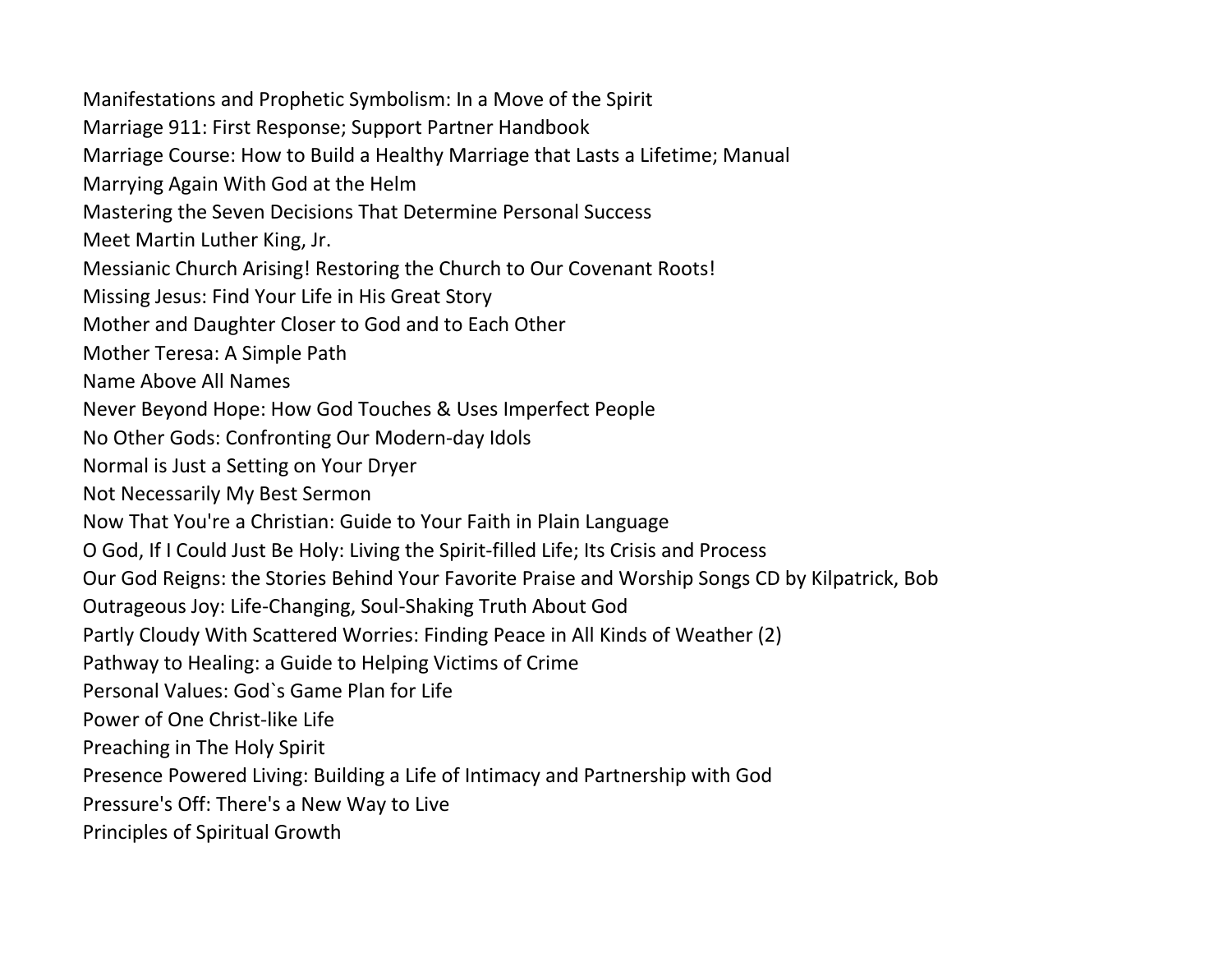Manifestations and Prophetic Symbolism: In a Move of the Spirit
Marriage 911: First Response; Support Partner Handbook
Marriage Course: How to Build a Healthy Marriage that Lasts a Lifetime; Manual
Marrying Again With God at the Helm
Mastering the Seven Decisions That Determine Personal Success
Meet Martin Luther King, Jr.
Messianic Church Arising! Restoring the Church to Our Covenant Roots!
Missing Jesus: Find Your Life in His Great Story
Mother and Daughter Closer to God and to Each Other
Mother Teresa: A Simple Path
Name Above All Names
Never Beyond Hope: How God Touches & Uses Imperfect People
No Other Gods: Confronting Our Modern-day Idols
Normal is Just a Setting on Your Dryer
Not Necessarily My Best Sermon
Now That You're a Christian: Guide to Your Faith in Plain Language
O God, If I Could Just Be Holy: Living the Spirit-filled Life; Its Crisis and Process
Our God Reigns: the Stories Behind Your Favorite Praise and Worship Songs CD by Kilpatrick, Bob
Outrageous Joy: Life-Changing, Soul-Shaking Truth About God
Partly Cloudy With Scattered Worries: Finding Peace in All Kinds of Weather (2)
Pathway to Healing: a Guide to Helping Victims of Crime
Personal Values: God`s Game Plan for Life
Power of One Christ-like Life
Preaching in The Holy Spirit
Presence Powered Living: Building a Life of Intimacy and Partnership with God
Pressure's Off: There's a New Way to Live
Principles of Spiritual Growth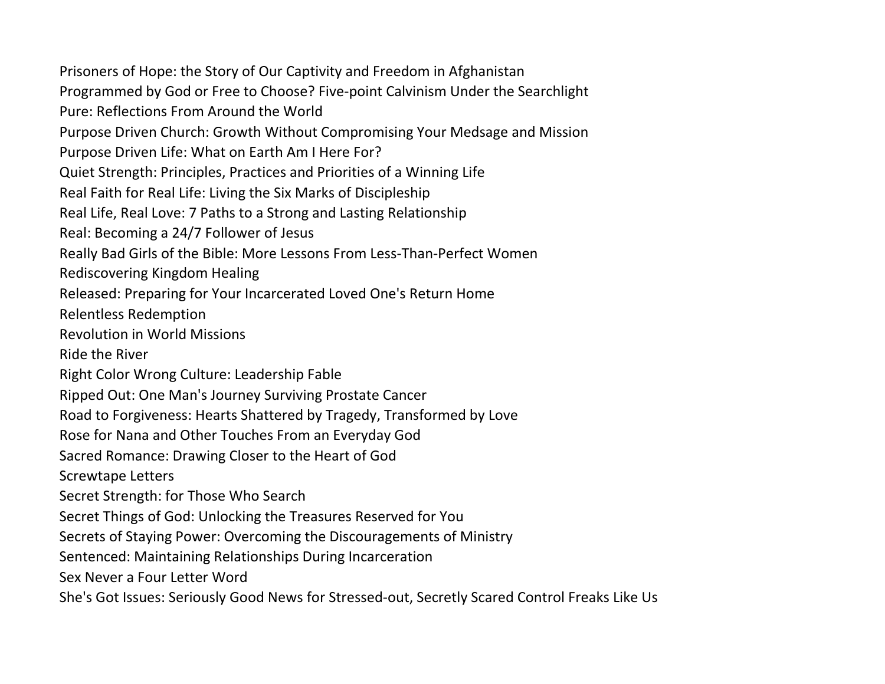Prisoners of Hope: the Story of Our Captivity and Freedom in Afghanistan
Programmed by God or Free to Choose? Five-point Calvinism Under the Searchlight
Pure: Reflections From Around the World
Purpose Driven Church: Growth Without Compromising Your Medsage and Mission
Purpose Driven Life: What on Earth Am I Here For?
Quiet Strength: Principles, Practices and Priorities of a Winning Life
Real Faith for Real Life: Living the Six Marks of Discipleship
Real Life, Real Love: 7 Paths to a Strong and Lasting Relationship
Real: Becoming a 24/7 Follower of Jesus
Really Bad Girls of the Bible: More Lessons From Less-Than-Perfect Women
Rediscovering Kingdom Healing
Released: Preparing for Your Incarcerated Loved One's Return Home
Relentless Redemption
Revolution in World Missions
Ride the River
Right Color Wrong Culture: Leadership Fable
Ripped Out: One Man's Journey Surviving Prostate Cancer
Road to Forgiveness: Hearts Shattered by Tragedy, Transformed by Love
Rose for Nana and Other Touches From an Everyday God
Sacred Romance: Drawing Closer to the Heart of God
Screwtape Letters
Secret Strength: for Those Who Search
Secret Things of God: Unlocking the Treasures Reserved for You
Secrets of Staying Power: Overcoming the Discouragements of Ministry
Sentenced: Maintaining Relationships During Incarceration
Sex Never a Four Letter Word
She's Got Issues: Seriously Good News for Stressed-out, Secretly Scared Control Freaks Like Us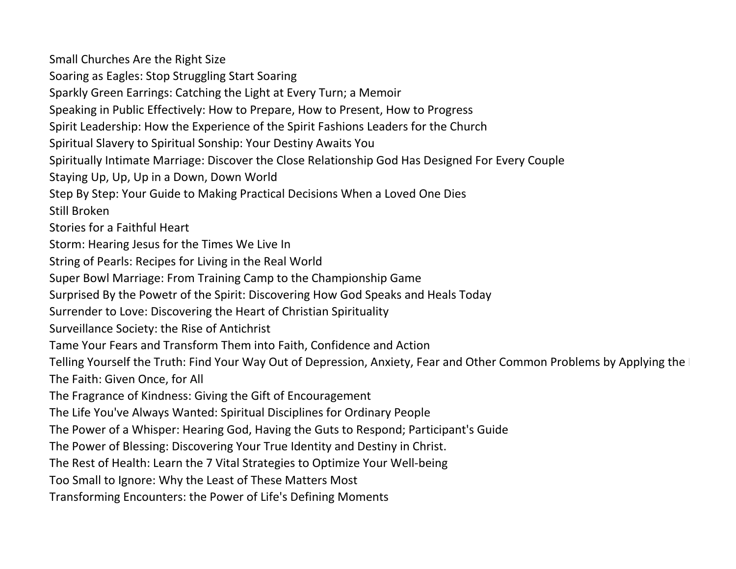Small Churches Are the Right Size
Soaring as Eagles: Stop Struggling Start Soaring
Sparkly Green Earrings: Catching the Light at Every Turn; a Memoir
Speaking in Public Effectively: How to Prepare, How to Present, How to Progress
Spirit Leadership: How the Experience of the Spirit Fashions Leaders for the Church
Spiritual Slavery to Spiritual Sonship: Your Destiny Awaits You
Spiritually Intimate Marriage: Discover the Close Relationship God Has Designed For Every Couple
Staying Up, Up, Up in a Down, Down World
Step By Step: Your Guide to Making Practical Decisions When a Loved One Dies
Still Broken
Stories for a Faithful Heart
Storm: Hearing Jesus for the Times We Live In
String of Pearls: Recipes for Living in the Real World
Super Bowl Marriage: From Training Camp to the Championship Game
Surprised By the Powetr of the Spirit: Discovering How God Speaks and Heals Today
Surrender to Love: Discovering the Heart of Christian Spirituality
Surveillance Society: the Rise of Antichrist
Tame Your Fears and Transform Them into Faith, Confidence and Action
Telling Yourself the Truth: Find Your Way Out of Depression, Anxiety, Fear and Other Common Problems by Applying the
The Faith: Given Once, for All
The Fragrance of Kindness: Giving the Gift of Encouragement
The Life You've Always Wanted: Spiritual Disciplines for Ordinary People
The Power of a Whisper: Hearing God, Having the Guts to Respond; Participant's Guide
The Power of Blessing: Discovering Your True Identity and Destiny in Christ.
The Rest of Health: Learn the 7 Vital Strategies to Optimize Your Well-being
Too Small to Ignore: Why the Least of These Matters Most
Transforming Encounters: the Power of Life's Defining Moments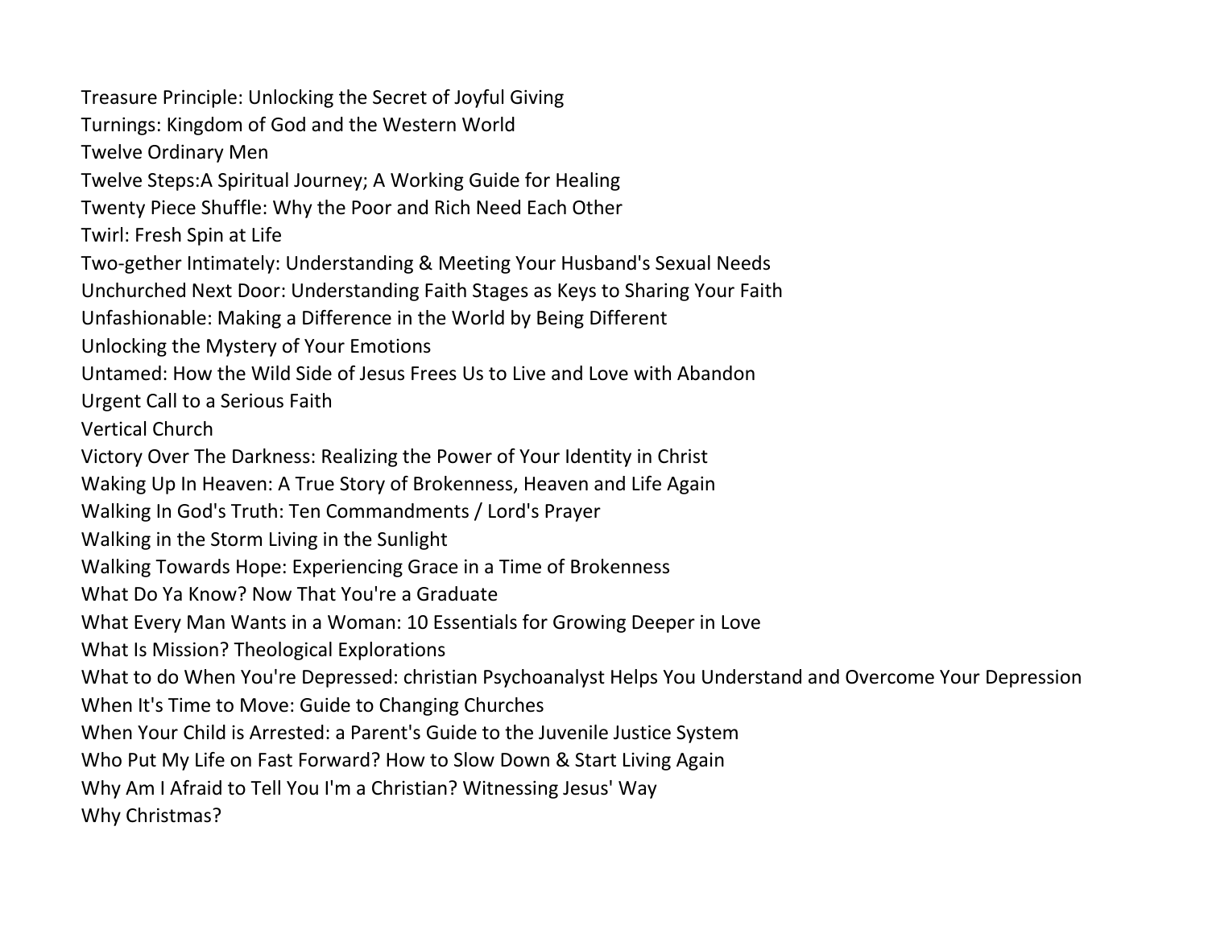Treasure Principle: Unlocking the Secret of Joyful Giving
Turnings: Kingdom of God and the Western World
Twelve Ordinary Men
Twelve Steps:A Spiritual Journey; A Working Guide for Healing
Twenty Piece Shuffle: Why the Poor and Rich Need Each Other
Twirl: Fresh Spin at Life
Two-gether Intimately: Understanding & Meeting Your Husband's Sexual Needs
Unchurched Next Door: Understanding Faith Stages as Keys to Sharing Your Faith
Unfashionable: Making a Difference in the World by Being Different
Unlocking the Mystery of Your Emotions
Untamed: How the Wild Side of Jesus Frees Us to Live and Love with Abandon
Urgent Call to a Serious Faith
Vertical Church
Victory Over The Darkness: Realizing the Power of Your Identity in Christ
Waking Up In Heaven: A True Story of Brokenness, Heaven and Life Again
Walking In God's Truth: Ten Commandments / Lord's Prayer
Walking in the Storm Living in the Sunlight
Walking Towards Hope: Experiencing Grace in a Time of Brokenness
What Do Ya Know? Now That You're a Graduate
What Every Man Wants in a Woman: 10 Essentials for Growing Deeper in Love
What Is Mission? Theological Explorations
What to do When You're Depressed: christian Psychoanalyst Helps You Understand and Overcome Your Depression
When It's Time to Move: Guide to Changing Churches
When Your Child is Arrested: a Parent's Guide to the Juvenile Justice System
Who Put My Life on Fast Forward? How to Slow Down & Start Living Again
Why Am I Afraid to Tell You I'm a Christian? Witnessing Jesus' Way
Why Christmas?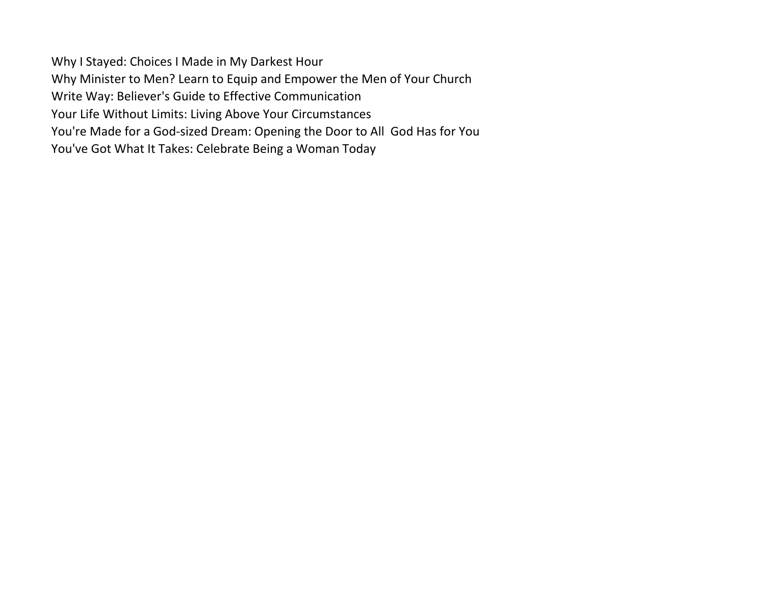Why I Stayed: Choices I Made in My Darkest Hour
Why Minister to Men? Learn to Equip and Empower the Men of Your Church
Write Way: Believer's Guide to Effective Communication
Your Life Without Limits: Living Above Your Circumstances
You're Made for a God-sized Dream: Opening the Door to All God Has for You
You've Got What It Takes: Celebrate Being a Woman Today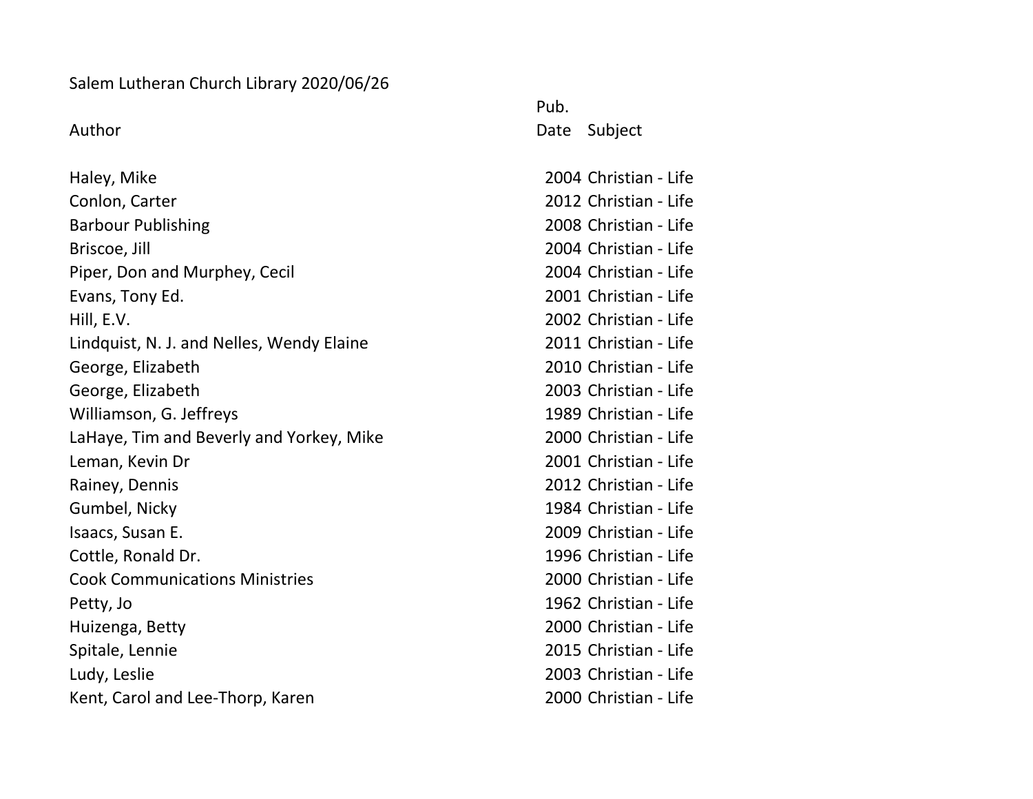Salem Lutheran Church Library 2020/06/26

| Author | Pub. Date | Subject |
|---|---|---|
| Haley, Mike | 2004 | Christian - Life |
| Conlon, Carter | 2012 | Christian - Life |
| Barbour Publishing | 2008 | Christian - Life |
| Briscoe, Jill | 2004 | Christian - Life |
| Piper, Don and Murphey, Cecil | 2004 | Christian - Life |
| Evans, Tony Ed. | 2001 | Christian - Life |
| Hill, E.V. | 2002 | Christian - Life |
| Lindquist, N. J. and Nelles, Wendy Elaine | 2011 | Christian - Life |
| George, Elizabeth | 2010 | Christian - Life |
| George, Elizabeth | 2003 | Christian - Life |
| Williamson, G. Jeffreys | 1989 | Christian - Life |
| LaHaye, Tim and Beverly and Yorkey, Mike | 2000 | Christian - Life |
| Leman, Kevin Dr | 2001 | Christian - Life |
| Rainey, Dennis | 2012 | Christian - Life |
| Gumbel, Nicky | 1984 | Christian - Life |
| Isaacs, Susan E. | 2009 | Christian - Life |
| Cottle, Ronald Dr. | 1996 | Christian - Life |
| Cook Communications Ministries | 2000 | Christian - Life |
| Petty, Jo | 1962 | Christian - Life |
| Huizenga, Betty | 2000 | Christian - Life |
| Spitale, Lennie | 2015 | Christian - Life |
| Ludy, Leslie | 2003 | Christian - Life |
| Kent, Carol and Lee-Thorp, Karen | 2000 | Christian - Life |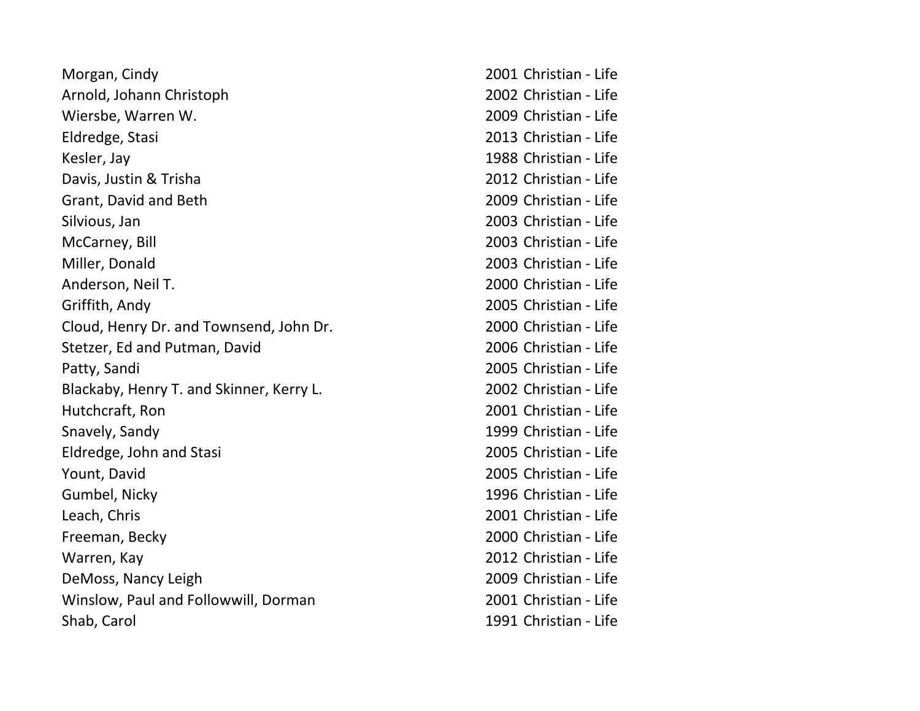| | | |
|---|---|---|
| Morgan, Cindy | 2001 | Christian - Life |
| Arnold, Johann Christoph | 2002 | Christian - Life |
| Wiersbe, Warren W. | 2009 | Christian - Life |
| Eldredge, Stasi | 2013 | Christian - Life |
| Kesler, Jay | 1988 | Christian - Life |
| Davis, Justin & Trisha | 2012 | Christian - Life |
| Grant, David and Beth | 2009 | Christian - Life |
| Silvious, Jan | 2003 | Christian - Life |
| McCarney, Bill | 2003 | Christian - Life |
| Miller, Donald | 2003 | Christian - Life |
| Anderson, Neil T. | 2000 | Christian - Life |
| Griffith, Andy | 2005 | Christian - Life |
| Cloud, Henry Dr. and Townsend, John Dr. | 2000 | Christian - Life |
| Stetzer, Ed and Putman, David | 2006 | Christian - Life |
| Patty, Sandi | 2005 | Christian - Life |
| Blackaby, Henry T. and Skinner, Kerry L. | 2002 | Christian - Life |
| Hutchcraft, Ron | 2001 | Christian - Life |
| Snavely, Sandy | 1999 | Christian - Life |
| Eldredge, John and Stasi | 2005 | Christian - Life |
| Yount, David | 2005 | Christian - Life |
| Gumbel, Nicky | 1996 | Christian - Life |
| Leach, Chris | 2001 | Christian - Life |
| Freeman, Becky | 2000 | Christian - Life |
| Warren, Kay | 2012 | Christian - Life |
| DeMoss, Nancy Leigh | 2009 | Christian - Life |
| Winslow, Paul and Followwill, Dorman | 2001 | Christian - Life |
| Shab, Carol | 1991 | Christian - Life |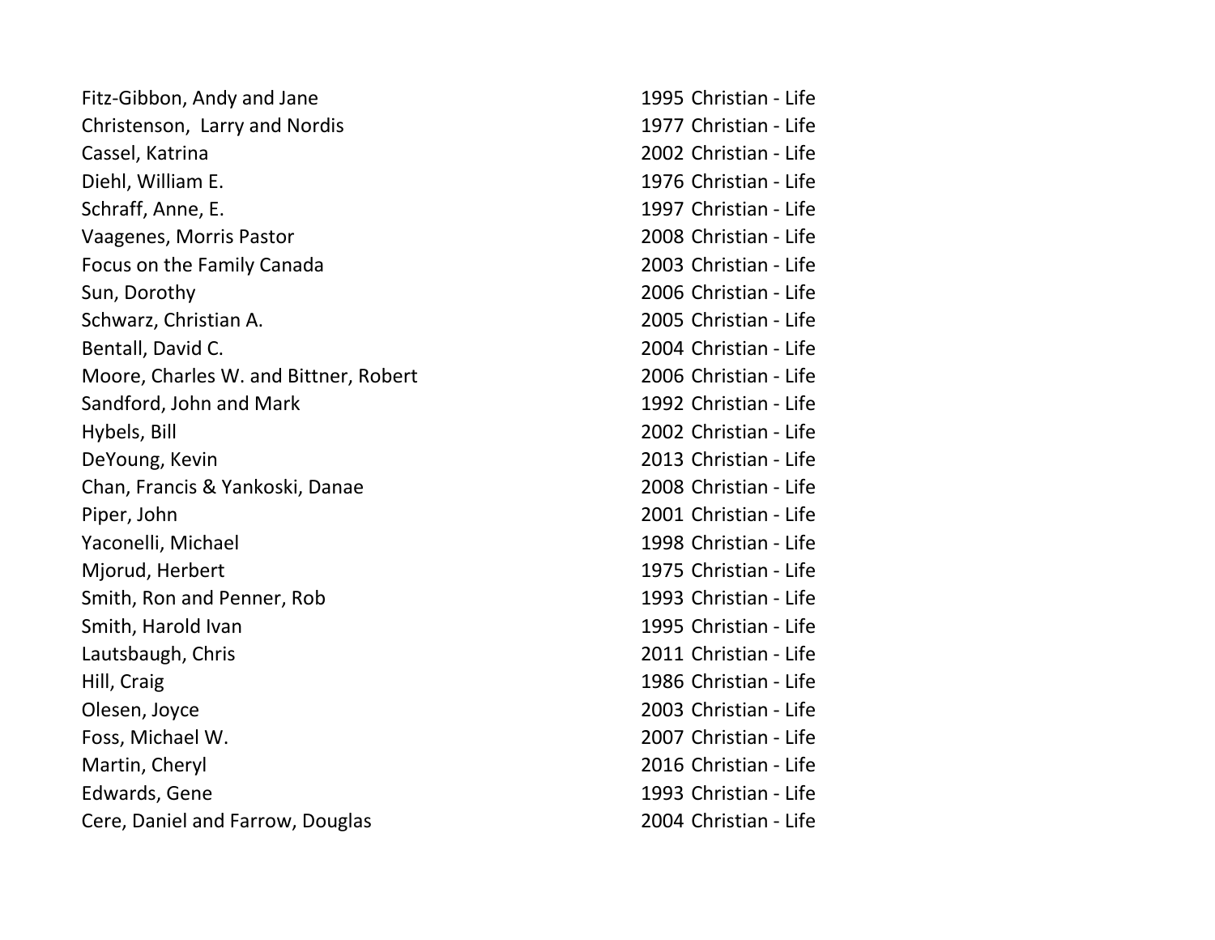| | | |
|---|---|---|
| Fitz-Gibbon, Andy and Jane | 1995 | Christian - Life |
| Christenson,  Larry and Nordis | 1977 | Christian - Life |
| Cassel, Katrina | 2002 | Christian - Life |
| Diehl, William E. | 1976 | Christian - Life |
| Schraff, Anne, E. | 1997 | Christian - Life |
| Vaagenes, Morris Pastor | 2008 | Christian - Life |
| Focus on the Family Canada | 2003 | Christian - Life |
| Sun, Dorothy | 2006 | Christian - Life |
| Schwarz, Christian A. | 2005 | Christian - Life |
| Bentall, David C. | 2004 | Christian - Life |
| Moore, Charles W. and Bittner, Robert | 2006 | Christian - Life |
| Sandford, John and Mark | 1992 | Christian - Life |
| Hybels, Bill | 2002 | Christian - Life |
| DeYoung, Kevin | 2013 | Christian - Life |
| Chan, Francis & Yankoski, Danae | 2008 | Christian - Life |
| Piper, John | 2001 | Christian - Life |
| Yaconelli, Michael | 1998 | Christian - Life |
| Mjorud, Herbert | 1975 | Christian - Life |
| Smith, Ron and Penner, Rob | 1993 | Christian - Life |
| Smith, Harold Ivan | 1995 | Christian - Life |
| Lautsbaugh, Chris | 2011 | Christian - Life |
| Hill, Craig | 1986 | Christian - Life |
| Olesen, Joyce | 2003 | Christian - Life |
| Foss, Michael W. | 2007 | Christian - Life |
| Martin, Cheryl | 2016 | Christian - Life |
| Edwards, Gene | 1993 | Christian - Life |
| Cere, Daniel and Farrow, Douglas | 2004 | Christian - Life |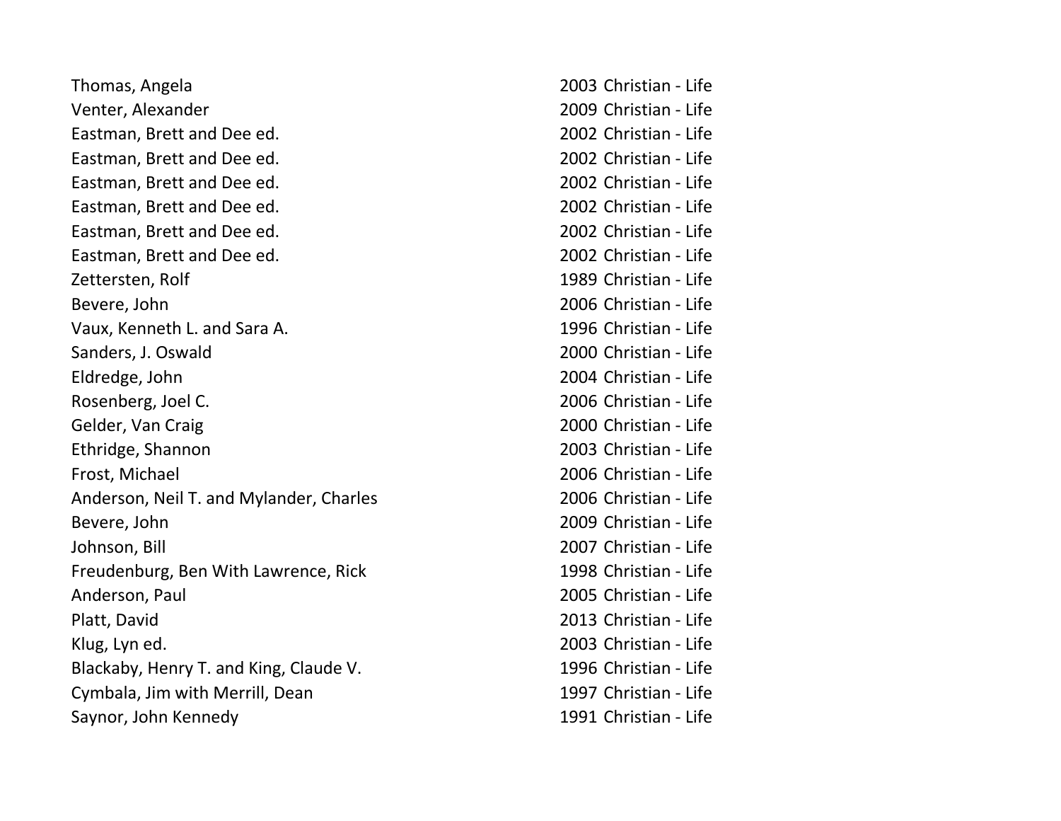| | | |
|---|---|---|
| Thomas, Angela | 2003 | Christian - Life |
| Venter, Alexander | 2009 | Christian - Life |
| Eastman, Brett and Dee ed. | 2002 | Christian - Life |
| Eastman, Brett and Dee ed. | 2002 | Christian - Life |
| Eastman, Brett and Dee ed. | 2002 | Christian - Life |
| Eastman, Brett and Dee ed. | 2002 | Christian - Life |
| Eastman, Brett and Dee ed. | 2002 | Christian - Life |
| Eastman, Brett and Dee ed. | 2002 | Christian - Life |
| Zettersten, Rolf | 1989 | Christian - Life |
| Bevere, John | 2006 | Christian - Life |
| Vaux, Kenneth L. and Sara A. | 1996 | Christian - Life |
| Sanders, J. Oswald | 2000 | Christian - Life |
| Eldredge, John | 2004 | Christian - Life |
| Rosenberg, Joel C. | 2006 | Christian - Life |
| Gelder, Van Craig | 2000 | Christian - Life |
| Ethridge, Shannon | 2003 | Christian - Life |
| Frost, Michael | 2006 | Christian - Life |
| Anderson, Neil T. and Mylander, Charles | 2006 | Christian - Life |
| Bevere, John | 2009 | Christian - Life |
| Johnson, Bill | 2007 | Christian - Life |
| Freudenburg, Ben With Lawrence, Rick | 1998 | Christian - Life |
| Anderson, Paul | 2005 | Christian - Life |
| Platt, David | 2013 | Christian - Life |
| Klug, Lyn ed. | 2003 | Christian - Life |
| Blackaby, Henry T. and King, Claude V. | 1996 | Christian - Life |
| Cymbala, Jim with Merrill, Dean | 1997 | Christian - Life |
| Saynor, John Kennedy | 1991 | Christian - Life |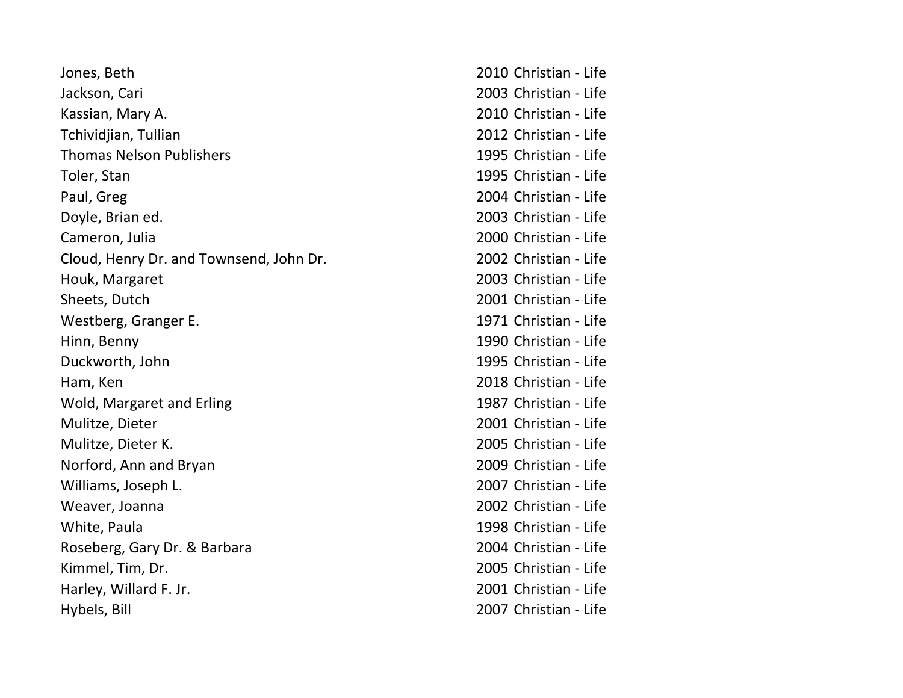| | | |
|---|---|---|
| Jones, Beth | 2010 | Christian - Life |
| Jackson, Cari | 2003 | Christian - Life |
| Kassian, Mary A. | 2010 | Christian - Life |
| Tchividjian, Tullian | 2012 | Christian - Life |
| Thomas Nelson Publishers | 1995 | Christian - Life |
| Toler, Stan | 1995 | Christian - Life |
| Paul, Greg | 2004 | Christian - Life |
| Doyle, Brian ed. | 2003 | Christian - Life |
| Cameron, Julia | 2000 | Christian - Life |
| Cloud, Henry Dr. and Townsend, John Dr. | 2002 | Christian - Life |
| Houk, Margaret | 2003 | Christian - Life |
| Sheets, Dutch | 2001 | Christian - Life |
| Westberg, Granger E. | 1971 | Christian - Life |
| Hinn, Benny | 1990 | Christian - Life |
| Duckworth, John | 1995 | Christian - Life |
| Ham, Ken | 2018 | Christian - Life |
| Wold, Margaret and Erling | 1987 | Christian - Life |
| Mulitze, Dieter | 2001 | Christian - Life |
| Mulitze, Dieter K. | 2005 | Christian - Life |
| Norford, Ann and Bryan | 2009 | Christian - Life |
| Williams, Joseph L. | 2007 | Christian - Life |
| Weaver, Joanna | 2002 | Christian - Life |
| White, Paula | 1998 | Christian - Life |
| Roseberg, Gary Dr. & Barbara | 2004 | Christian - Life |
| Kimmel, Tim, Dr. | 2005 | Christian - Life |
| Harley, Willard F. Jr. | 2001 | Christian - Life |
| Hybels, Bill | 2007 | Christian - Life |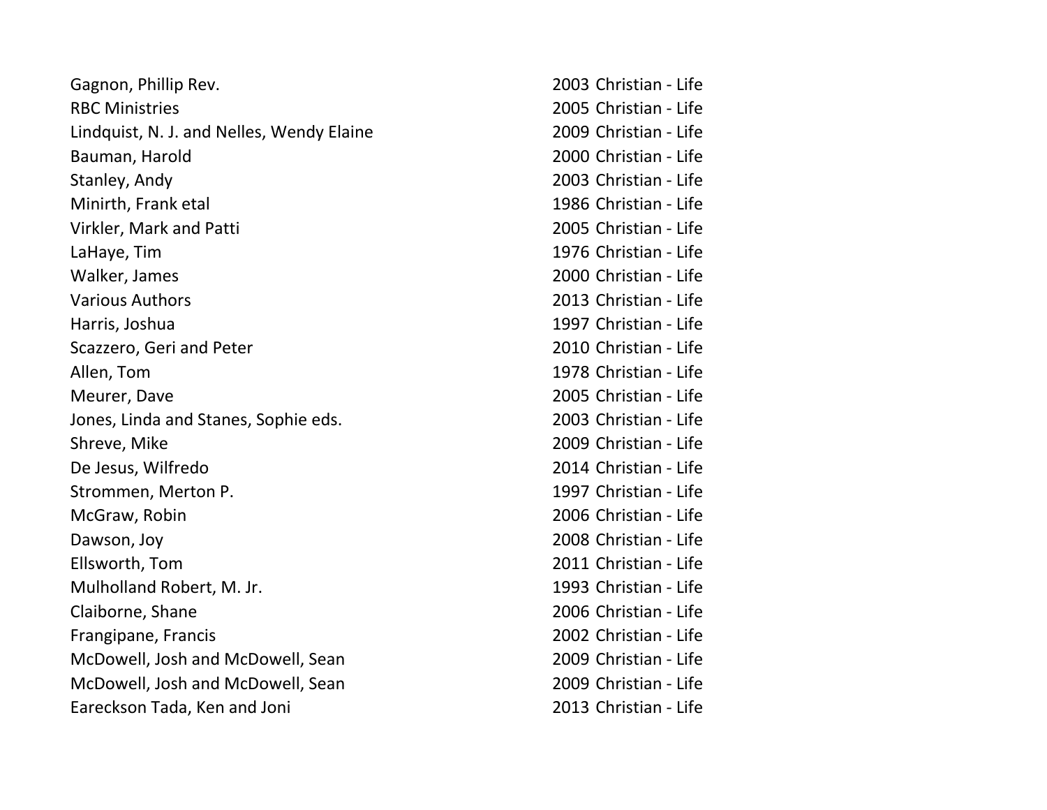| | | |
|---|---|---|
| Gagnon, Phillip Rev. | 2003 | Christian - Life |
| RBC Ministries | 2005 | Christian - Life |
| Lindquist, N. J. and Nelles, Wendy Elaine | 2009 | Christian - Life |
| Bauman, Harold | 2000 | Christian - Life |
| Stanley, Andy | 2003 | Christian - Life |
| Minirth, Frank etal | 1986 | Christian - Life |
| Virkler, Mark and Patti | 2005 | Christian - Life |
| LaHaye, Tim | 1976 | Christian - Life |
| Walker, James | 2000 | Christian - Life |
| Various Authors | 2013 | Christian - Life |
| Harris, Joshua | 1997 | Christian - Life |
| Scazzero, Geri and Peter | 2010 | Christian - Life |
| Allen, Tom | 1978 | Christian - Life |
| Meurer, Dave | 2005 | Christian - Life |
| Jones, Linda and Stanes, Sophie eds. | 2003 | Christian - Life |
| Shreve, Mike | 2009 | Christian - Life |
| De Jesus, Wilfredo | 2014 | Christian - Life |
| Strommen, Merton P. | 1997 | Christian - Life |
| McGraw, Robin | 2006 | Christian - Life |
| Dawson, Joy | 2008 | Christian - Life |
| Ellsworth, Tom | 2011 | Christian - Life |
| Mulholland Robert, M. Jr. | 1993 | Christian - Life |
| Claiborne, Shane | 2006 | Christian - Life |
| Frangipane, Francis | 2002 | Christian - Life |
| McDowell, Josh and McDowell, Sean | 2009 | Christian - Life |
| McDowell, Josh and McDowell, Sean | 2009 | Christian - Life |
| Eareckson Tada, Ken and Joni | 2013 | Christian - Life |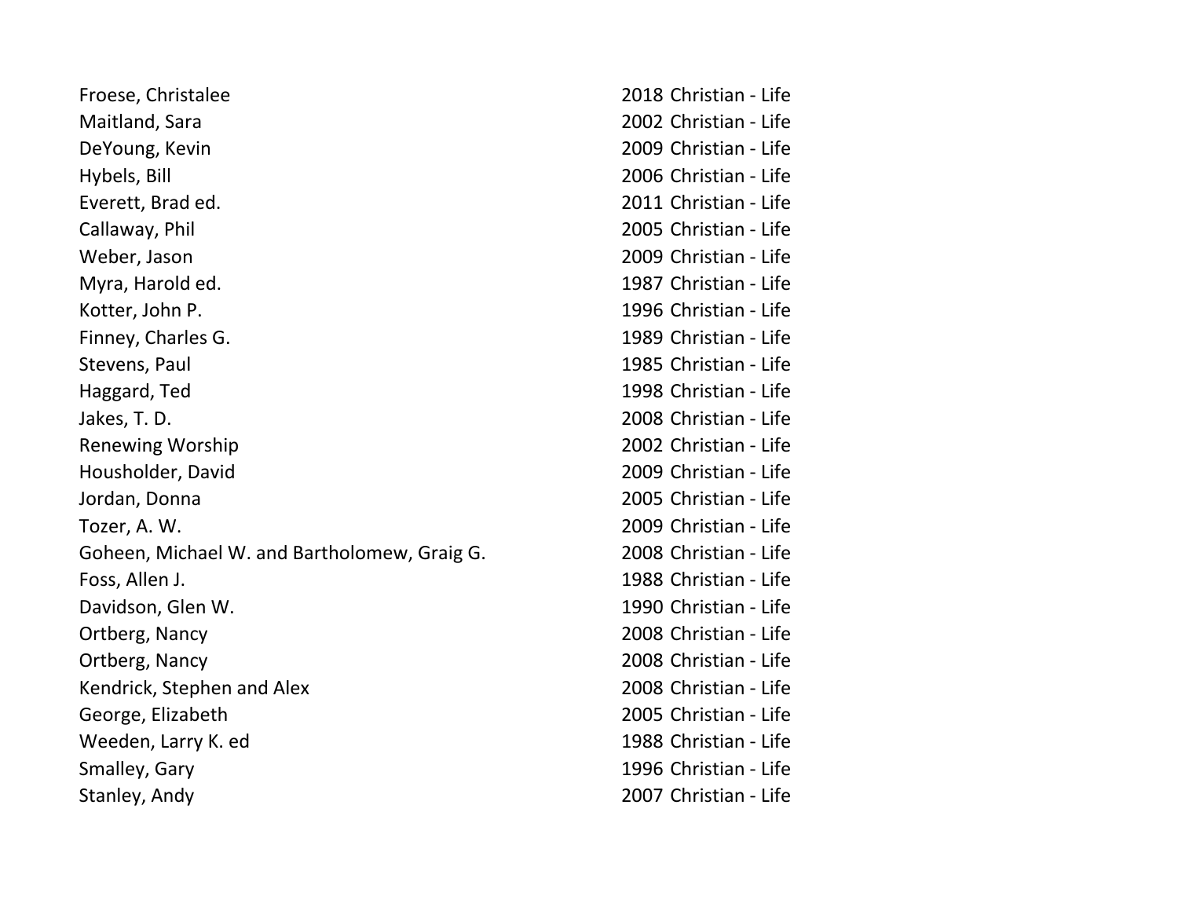| | | |
|---|---|---|
| Froese, Christalee | 2018 | Christian - Life |
| Maitland, Sara | 2002 | Christian - Life |
| DeYoung, Kevin | 2009 | Christian - Life |
| Hybels, Bill | 2006 | Christian - Life |
| Everett, Brad ed. | 2011 | Christian - Life |
| Callaway, Phil | 2005 | Christian - Life |
| Weber, Jason | 2009 | Christian - Life |
| Myra, Harold ed. | 1987 | Christian - Life |
| Kotter, John P. | 1996 | Christian - Life |
| Finney, Charles G. | 1989 | Christian - Life |
| Stevens, Paul | 1985 | Christian - Life |
| Haggard, Ted | 1998 | Christian - Life |
| Jakes, T. D. | 2008 | Christian - Life |
| Renewing Worship | 2002 | Christian - Life |
| Housholder, David | 2009 | Christian - Life |
| Jordan, Donna | 2005 | Christian - Life |
| Tozer, A. W. | 2009 | Christian - Life |
| Goheen, Michael W. and Bartholomew, Graig G. | 2008 | Christian - Life |
| Foss, Allen J. | 1988 | Christian - Life |
| Davidson, Glen W. | 1990 | Christian - Life |
| Ortberg, Nancy | 2008 | Christian - Life |
| Ortberg, Nancy | 2008 | Christian - Life |
| Kendrick, Stephen and Alex | 2008 | Christian - Life |
| George, Elizabeth | 2005 | Christian - Life |
| Weeden, Larry K. ed | 1988 | Christian - Life |
| Smalley, Gary | 1996 | Christian - Life |
| Stanley, Andy | 2007 | Christian - Life |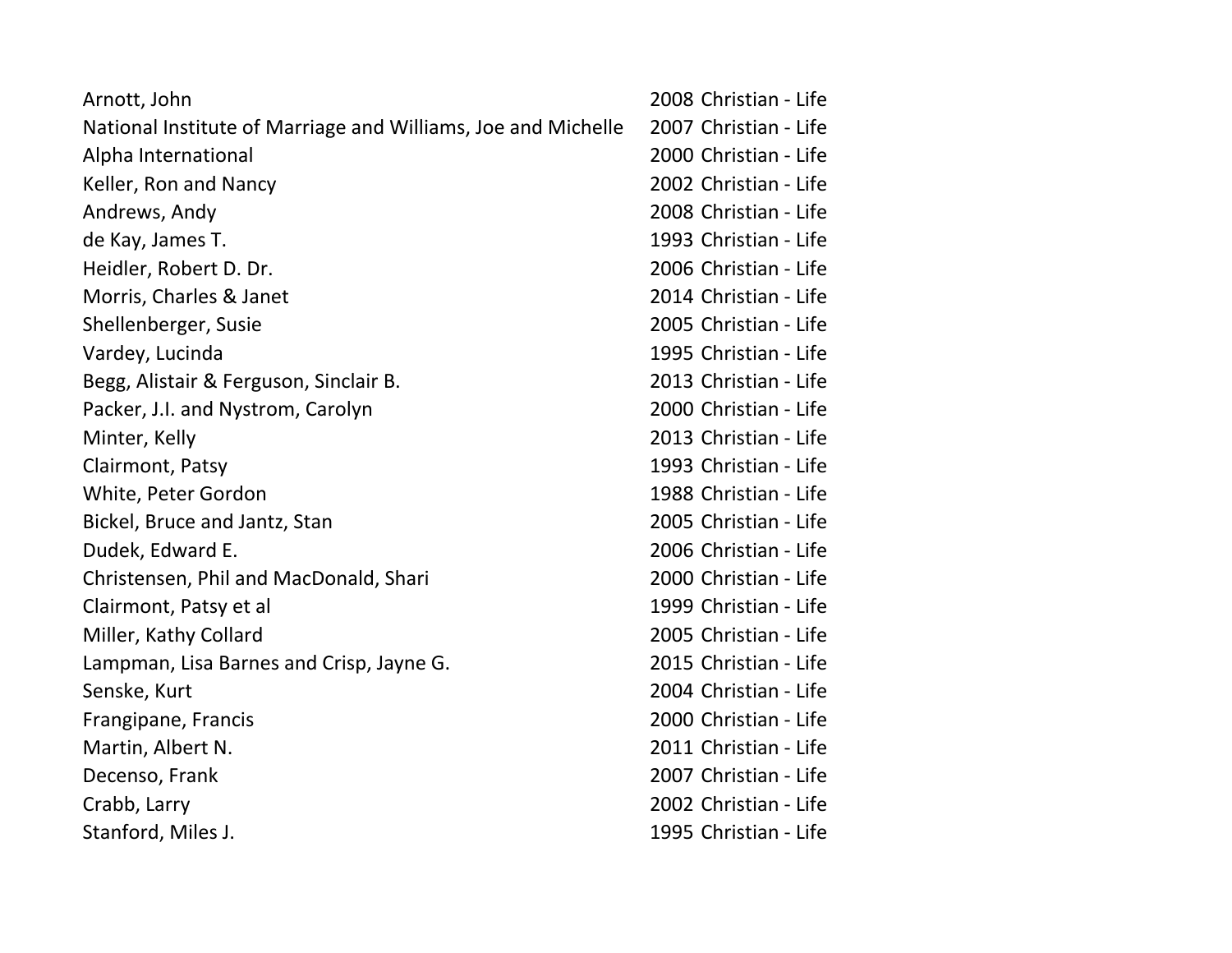| | | |
|---|---|---|
| Arnott, John | 2008 | Christian - Life |
| National Institute of Marriage and Williams, Joe and Michelle | 2007 | Christian - Life |
| Alpha International | 2000 | Christian - Life |
| Keller, Ron and Nancy | 2002 | Christian - Life |
| Andrews, Andy | 2008 | Christian - Life |
| de Kay, James T. | 1993 | Christian - Life |
| Heidler, Robert D. Dr. | 2006 | Christian - Life |
| Morris, Charles & Janet | 2014 | Christian - Life |
| Shellenberger, Susie | 2005 | Christian - Life |
| Vardey, Lucinda | 1995 | Christian - Life |
| Begg, Alistair & Ferguson, Sinclair B. | 2013 | Christian - Life |
| Packer, J.I. and Nystrom, Carolyn | 2000 | Christian - Life |
| Minter, Kelly | 2013 | Christian - Life |
| Clairmont, Patsy | 1993 | Christian - Life |
| White, Peter Gordon | 1988 | Christian - Life |
| Bickel, Bruce and Jantz, Stan | 2005 | Christian - Life |
| Dudek, Edward E. | 2006 | Christian - Life |
| Christensen, Phil and MacDonald, Shari | 2000 | Christian - Life |
| Clairmont, Patsy et al | 1999 | Christian - Life |
| Miller, Kathy Collard | 2005 | Christian - Life |
| Lampman, Lisa Barnes and Crisp, Jayne G. | 2015 | Christian - Life |
| Senske, Kurt | 2004 | Christian - Life |
| Frangipane, Francis | 2000 | Christian - Life |
| Martin, Albert N. | 2011 | Christian - Life |
| Decenso, Frank | 2007 | Christian - Life |
| Crabb, Larry | 2002 | Christian - Life |
| Stanford, Miles J. | 1995 | Christian - Life |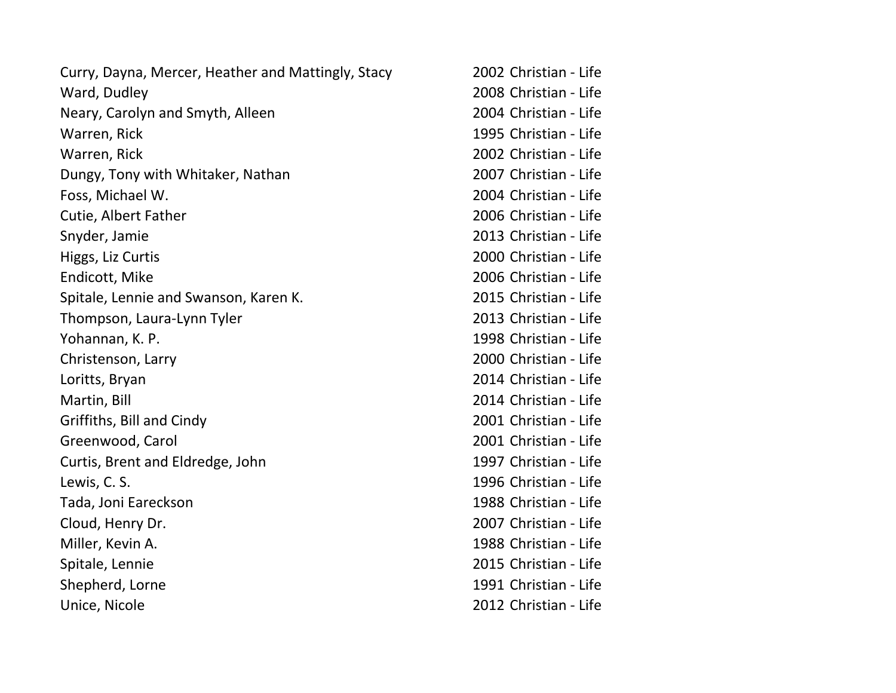| | | |
|---|---|---|
| Curry, Dayna, Mercer, Heather and Mattingly, Stacy | 2002 | Christian - Life |
| Ward, Dudley | 2008 | Christian - Life |
| Neary, Carolyn and Smyth, Alleen | 2004 | Christian - Life |
| Warren, Rick | 1995 | Christian - Life |
| Warren, Rick | 2002 | Christian - Life |
| Dungy, Tony with Whitaker, Nathan | 2007 | Christian - Life |
| Foss, Michael W. | 2004 | Christian - Life |
| Cutie, Albert Father | 2006 | Christian - Life |
| Snyder, Jamie | 2013 | Christian - Life |
| Higgs, Liz Curtis | 2000 | Christian - Life |
| Endicott, Mike | 2006 | Christian - Life |
| Spitale, Lennie and Swanson, Karen K. | 2015 | Christian - Life |
| Thompson, Laura-Lynn Tyler | 2013 | Christian - Life |
| Yohannan, K. P. | 1998 | Christian - Life |
| Christenson, Larry | 2000 | Christian - Life |
| Loritts, Bryan | 2014 | Christian - Life |
| Martin, Bill | 2014 | Christian - Life |
| Griffiths, Bill and Cindy | 2001 | Christian - Life |
| Greenwood, Carol | 2001 | Christian - Life |
| Curtis, Brent and Eldredge, John | 1997 | Christian - Life |
| Lewis, C. S. | 1996 | Christian - Life |
| Tada, Joni Eareckson | 1988 | Christian - Life |
| Cloud, Henry Dr. | 2007 | Christian - Life |
| Miller, Kevin A. | 1988 | Christian - Life |
| Spitale, Lennie | 2015 | Christian - Life |
| Shepherd, Lorne | 1991 | Christian - Life |
| Unice, Nicole | 2012 | Christian - Life |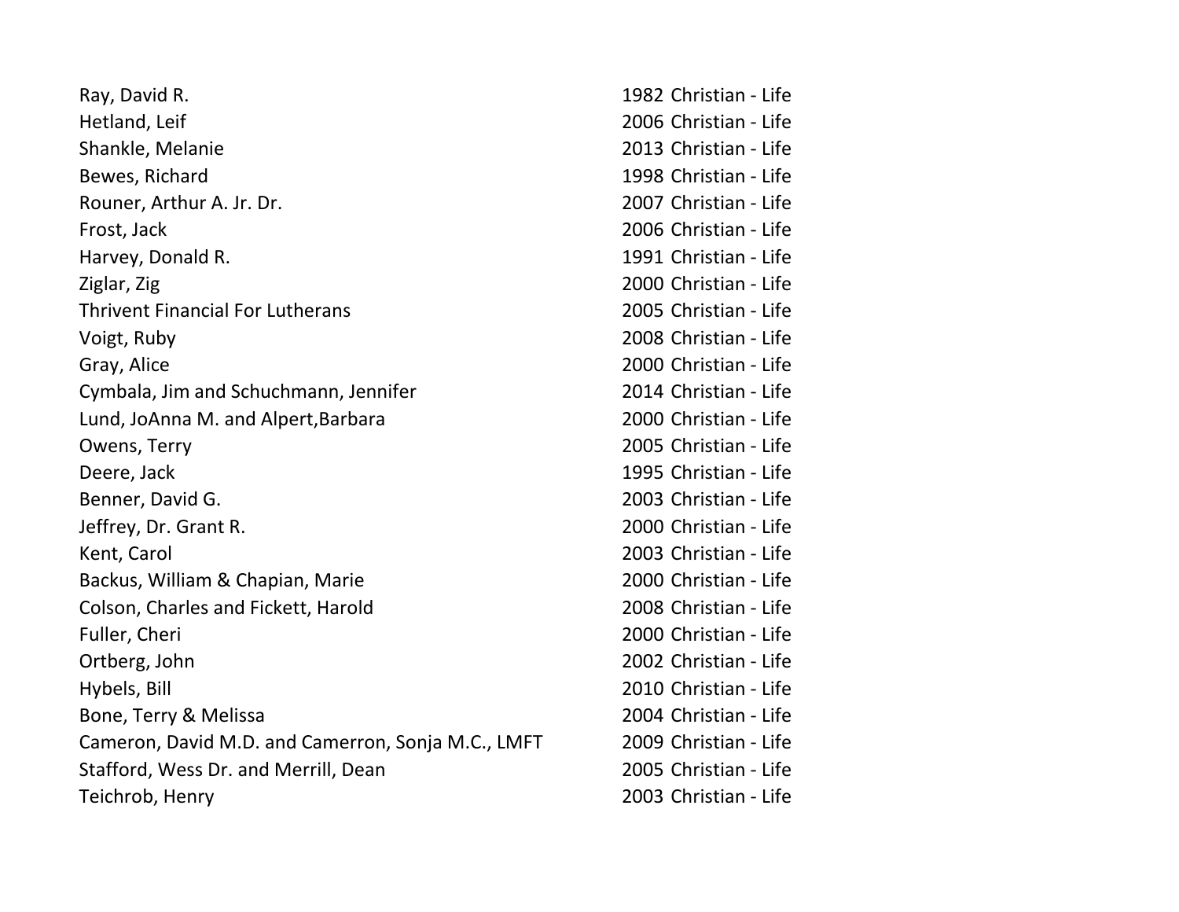| | | |
|---|---|---|
| Ray, David R. | 1982 | Christian - Life |
| Hetland, Leif | 2006 | Christian - Life |
| Shankle, Melanie | 2013 | Christian - Life |
| Bewes, Richard | 1998 | Christian - Life |
| Rouner, Arthur A. Jr. Dr. | 2007 | Christian - Life |
| Frost, Jack | 2006 | Christian - Life |
| Harvey, Donald R. | 1991 | Christian - Life |
| Ziglar, Zig | 2000 | Christian - Life |
| Thrivent Financial For Lutherans | 2005 | Christian - Life |
| Voigt, Ruby | 2008 | Christian - Life |
| Gray, Alice | 2000 | Christian - Life |
| Cymbala, Jim and Schuchmann, Jennifer | 2014 | Christian - Life |
| Lund, JoAnna M. and Alpert,Barbara | 2000 | Christian - Life |
| Owens, Terry | 2005 | Christian - Life |
| Deere, Jack | 1995 | Christian - Life |
| Benner, David G. | 2003 | Christian - Life |
| Jeffrey, Dr. Grant R. | 2000 | Christian - Life |
| Kent, Carol | 2003 | Christian - Life |
| Backus, William & Chapian, Marie | 2000 | Christian - Life |
| Colson, Charles and Fickett, Harold | 2008 | Christian - Life |
| Fuller, Cheri | 2000 | Christian - Life |
| Ortberg, John | 2002 | Christian - Life |
| Hybels, Bill | 2010 | Christian - Life |
| Bone, Terry & Melissa | 2004 | Christian - Life |
| Cameron, David M.D. and Camerron, Sonja M.C., LMFT | 2009 | Christian - Life |
| Stafford, Wess Dr. and Merrill, Dean | 2005 | Christian - Life |
| Teichrob, Henry | 2003 | Christian - Life |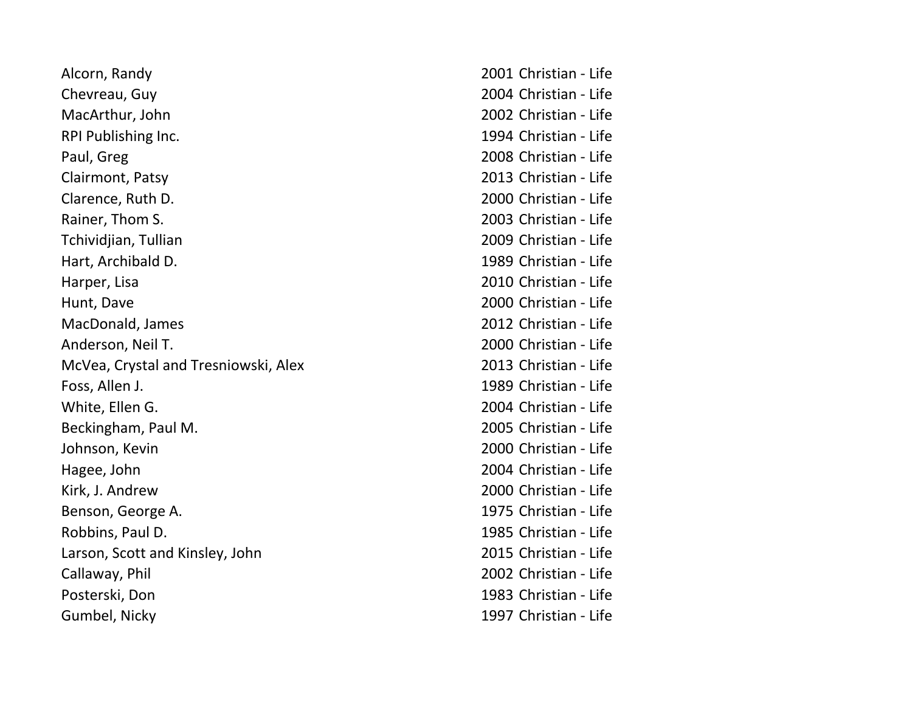| | | |
|---|---|---|
| Alcorn, Randy | 2001 | Christian - Life |
| Chevreau, Guy | 2004 | Christian - Life |
| MacArthur, John | 2002 | Christian - Life |
| RPI Publishing Inc. | 1994 | Christian - Life |
| Paul, Greg | 2008 | Christian - Life |
| Clairmont, Patsy | 2013 | Christian - Life |
| Clarence, Ruth D. | 2000 | Christian - Life |
| Rainer, Thom S. | 2003 | Christian - Life |
| Tchividjian, Tullian | 2009 | Christian - Life |
| Hart, Archibald D. | 1989 | Christian - Life |
| Harper, Lisa | 2010 | Christian - Life |
| Hunt, Dave | 2000 | Christian - Life |
| MacDonald, James | 2012 | Christian - Life |
| Anderson, Neil T. | 2000 | Christian - Life |
| McVea, Crystal and Tresniowski, Alex | 2013 | Christian - Life |
| Foss, Allen J. | 1989 | Christian - Life |
| White, Ellen G. | 2004 | Christian - Life |
| Beckingham, Paul M. | 2005 | Christian - Life |
| Johnson, Kevin | 2000 | Christian - Life |
| Hagee, John | 2004 | Christian - Life |
| Kirk, J. Andrew | 2000 | Christian - Life |
| Benson, George A. | 1975 | Christian - Life |
| Robbins, Paul D. | 1985 | Christian - Life |
| Larson, Scott and Kinsley, John | 2015 | Christian - Life |
| Callaway, Phil | 2002 | Christian - Life |
| Posterski, Don | 1983 | Christian - Life |
| Gumbel, Nicky | 1997 | Christian - Life |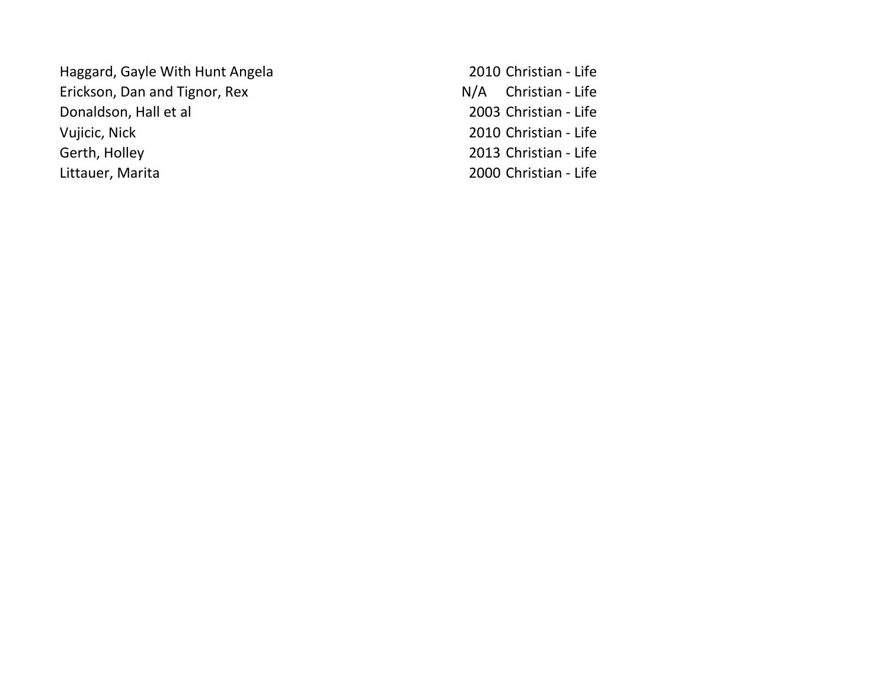| | | |
|---|---|---|
| Haggard, Gayle With Hunt Angela | 2010 | Christian - Life |
| Erickson, Dan and Tignor, Rex | N/A | Christian - Life |
| Donaldson, Hall et al | 2003 | Christian - Life |
| Vujicic, Nick | 2010 | Christian - Life |
| Gerth, Holley | 2013 | Christian - Life |
| Littauer, Marita | 2000 | Christian - Life |